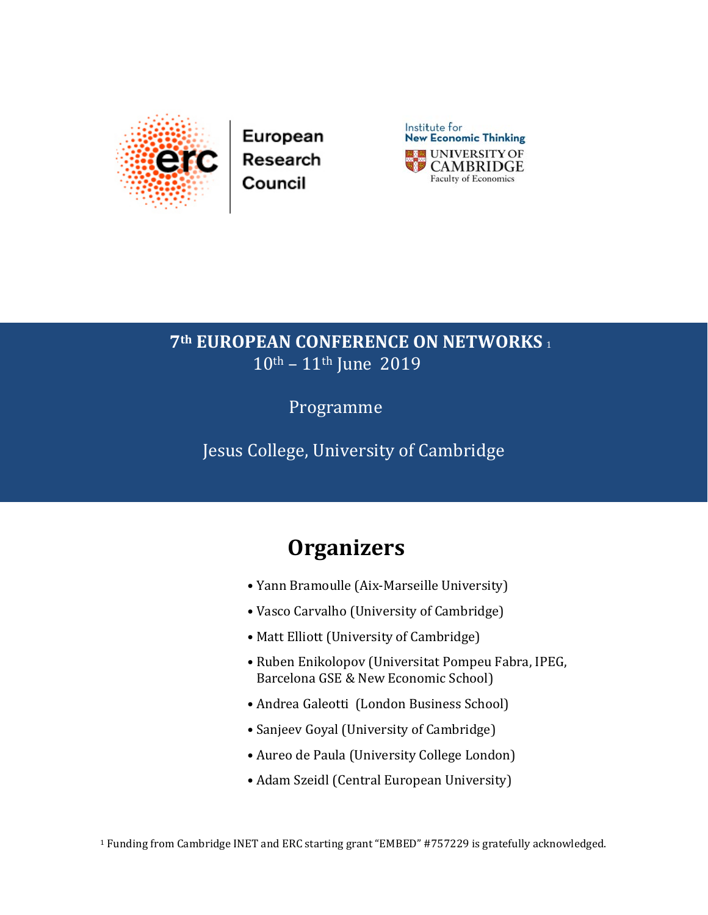European Research Council

Institute for New Economic Thinking
UNIVERSITY OF CAMBRIDGE
Faculty of Economics

# 7th EUROPEAN CONFERENCE ON NETWORKS [1]

10th – 11th June 2019

Programme

Jesus College, University of Cambridge

## Organizers

- Yann Bramoulle (Aix-Marseille University)
- Vasco Carvalho (University of Cambridge)
- Matt Elliott (University of Cambridge)
- Ruben Enikolopov (Universitat Pompeu Fabra, IPEG, Barcelona GSE & New Economic School)
- Andrea Galeotti (London Business School)
- Sanjeev Goyal (University of Cambridge)
- Aureo de Paula (University College London)
- Adam Szeidl (Central European University)

[1] Funding from Cambridge INET and ERC starting grant "EMBED" #757229 is gratefully acknowledged.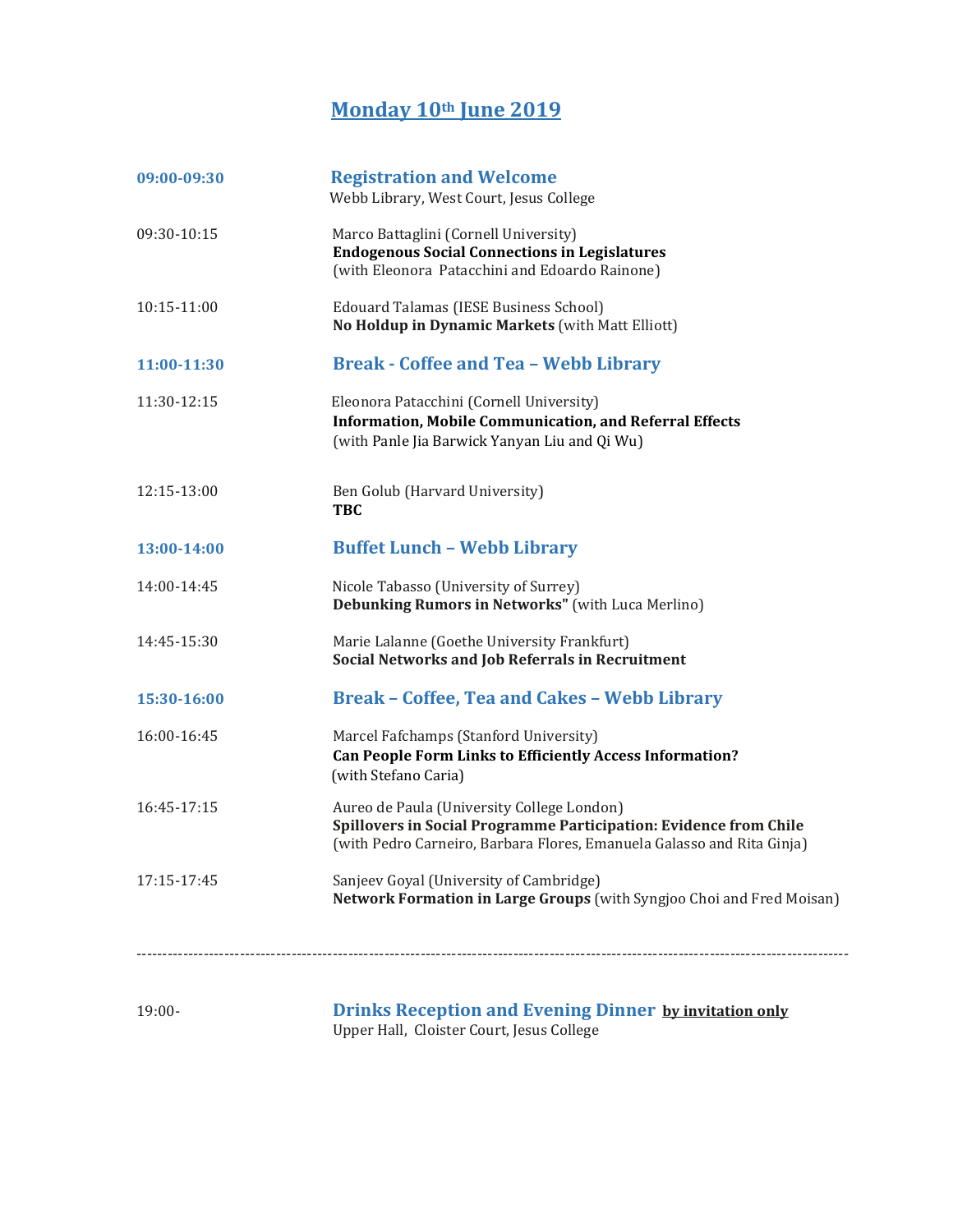# Monday 10th June 2019

**09:00-09:30** **Registration and Welcome**
Webb Library, West Court, Jesus College

09:30-10:15 Marco Battaglini (Cornell University)
**Endogenous Social Connections in Legislatures**
(with Eleonora Patacchini and Edoardo Rainone)

10:15-11:00 Edouard Talamas (IESE Business School)
**No Holdup in Dynamic Markets** (with Matt Elliott)

**11:00-11:30** **Break - Coffee and Tea – Webb Library**

11:30-12:15 Eleonora Patacchini (Cornell University)
**Information, Mobile Communication, and Referral Effects**
(with Panle Jia Barwick Yanyan Liu and Qi Wu)

12:15-13:00 Ben Golub (Harvard University)
**TBC**

**13:00-14:00** **Buffet Lunch – Webb Library**

14:00-14:45 Nicole Tabasso (University of Surrey)
**Debunking Rumors in Networks"** (with Luca Merlino)

14:45-15:30 Marie Lalanne (Goethe University Frankfurt)
**Social Networks and Job Referrals in Recruitment**

**15:30-16:00** **Break – Coffee, Tea and Cakes – Webb Library**

16:00-16:45 Marcel Fafchamps (Stanford University)
**Can People Form Links to Efficiently Access Information?**
(with Stefano Caria)

16:45-17:15 Aureo de Paula (University College London)
**Spillovers in Social Programme Participation: Evidence from Chile**
(with Pedro Carneiro, Barbara Flores, Emanuela Galasso and Rita Ginja)

17:15-17:45 Sanjeev Goyal (University of Cambridge)
**Network Formation in Large Groups** (with Syngjoo Choi and Fred Moisan)

---

19:00- **Drinks Reception and Evening Dinner** **by invitation only**
Upper Hall, Cloister Court, Jesus College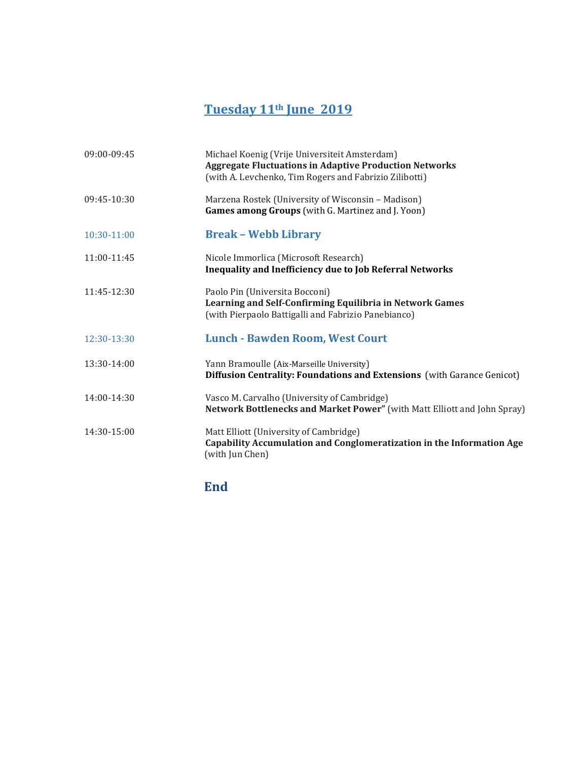## Tuesday 11th June 2019

| | |
|---|---|
| 09:00-09:45 | Michael Koenig (Vrije Universiteit Amsterdam)<br>**Aggregate Fluctuations in Adaptive Production Networks**<br>(with A. Levchenko, Tim Rogers and Fabrizio Zilibotti) |
| 09:45-10:30 | Marzena Rostek (University of Wisconsin – Madison)<br>**Games among Groups** (with G. Martinez and J. Yoon) |
| 10:30-11:00 | **Break – Webb Library** |
| 11:00-11:45 | Nicole Immorlica (Microsoft Research)<br>**Inequality and Inefficiency due to Job Referral Networks** |
| 11:45-12:30 | Paolo Pin (Universita Bocconi)<br>**Learning and Self-Confirming Equilibria in Network Games**<br>(with Pierpaolo Battigalli and Fabrizio Panebianco) |
| 12:30-13:30 | **Lunch - Bawden Room, West Court** |
| 13:30-14:00 | Yann Bramoulle (Aix-Marseille University)<br>**Diffusion Centrality: Foundations and Extensions** (with Garance Genicot) |
| 14:00-14:30 | Vasco M. Carvalho (University of Cambridge)<br>**Network Bottlenecks and Market Power"** (with Matt Elliott and John Spray) |
| 14:30-15:00 | Matt Elliott (University of Cambridge)<br>**Capability Accumulation and Conglomeratization in the Information Age**<br>(with Jun Chen) |

**End**